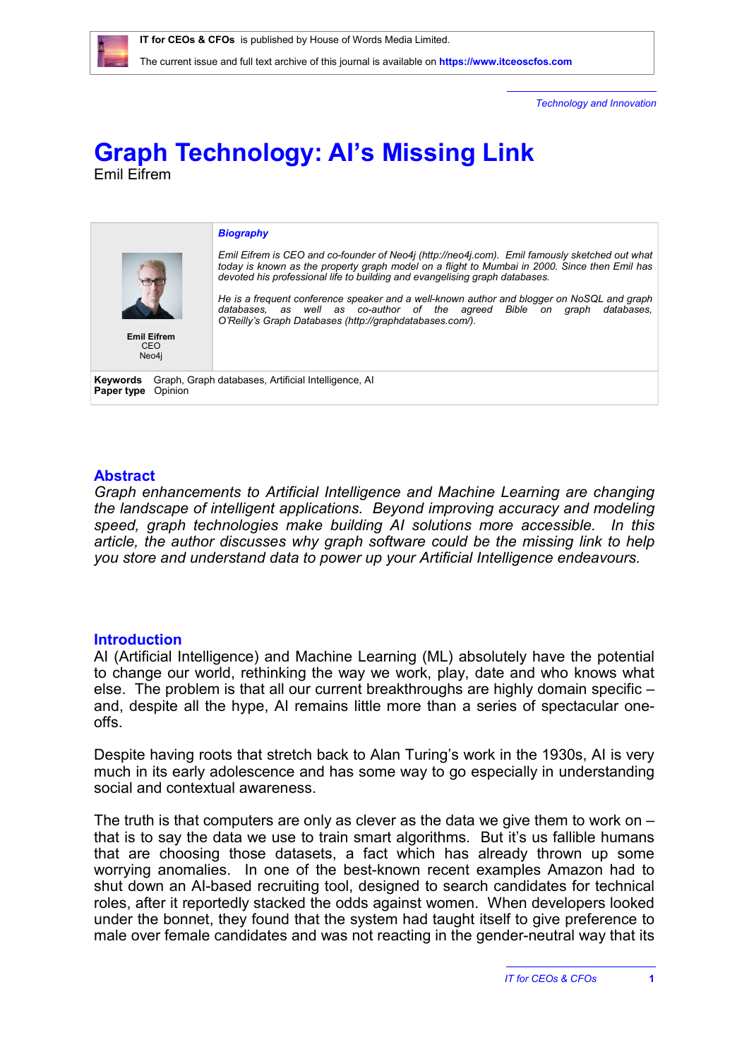IT for CEOs & CFOs is published by House of Words Media Limited.

The current issue and full text archive of this journal is available on **https://www.itceoscfos.com**

*Technology and Innovation*

# Graph Technology: AI's Missing Link

Emil Eifrem

***Biography***

*Emil Eifrem is CEO and co-founder of Neo4j (http://neo4j.com). Emil famously sketched out what today is known as the property graph model on a flight to Mumbai in 2000. Since then Emil has devoted his professional life to building and evangelising graph databases.*

*He is a frequent conference speaker and a well-known author and blogger on NoSQL and graph databases, as well as co-author of the agreed Bible on graph databases, O'Reilly's Graph Databases (http://graphdatabases.com/).*

**Emil Eifrem**
CEO
Neo4j

**Keywords** Graph, Graph databases, Artificial Intelligence, AI
**Paper type** Opinion

## Abstract

*Graph enhancements to Artificial Intelligence and Machine Learning are changing the landscape of intelligent applications. Beyond improving accuracy and modeling speed, graph technologies make building AI solutions more accessible. In this article, the author discusses why graph software could be the missing link to help you store and understand data to power up your Artificial Intelligence endeavours.*

## Introduction

AI (Artificial Intelligence) and Machine Learning (ML) absolutely have the potential to change our world, rethinking the way we work, play, date and who knows what else. The problem is that all our current breakthroughs are highly domain specific – and, despite all the hype, AI remains little more than a series of spectacular one-offs.

Despite having roots that stretch back to Alan Turing's work in the 1930s, AI is very much in its early adolescence and has some way to go especially in understanding social and contextual awareness.

The truth is that computers are only as clever as the data we give them to work on – that is to say the data we use to train smart algorithms. But it's us fallible humans that are choosing those datasets, a fact which has already thrown up some worrying anomalies. In one of the best-known recent examples Amazon had to shut down an AI-based recruiting tool, designed to search candidates for technical roles, after it reportedly stacked the odds against women. When developers looked under the bonnet, they found that the system had taught itself to give preference to male over female candidates and was not reacting in the gender-neutral way that its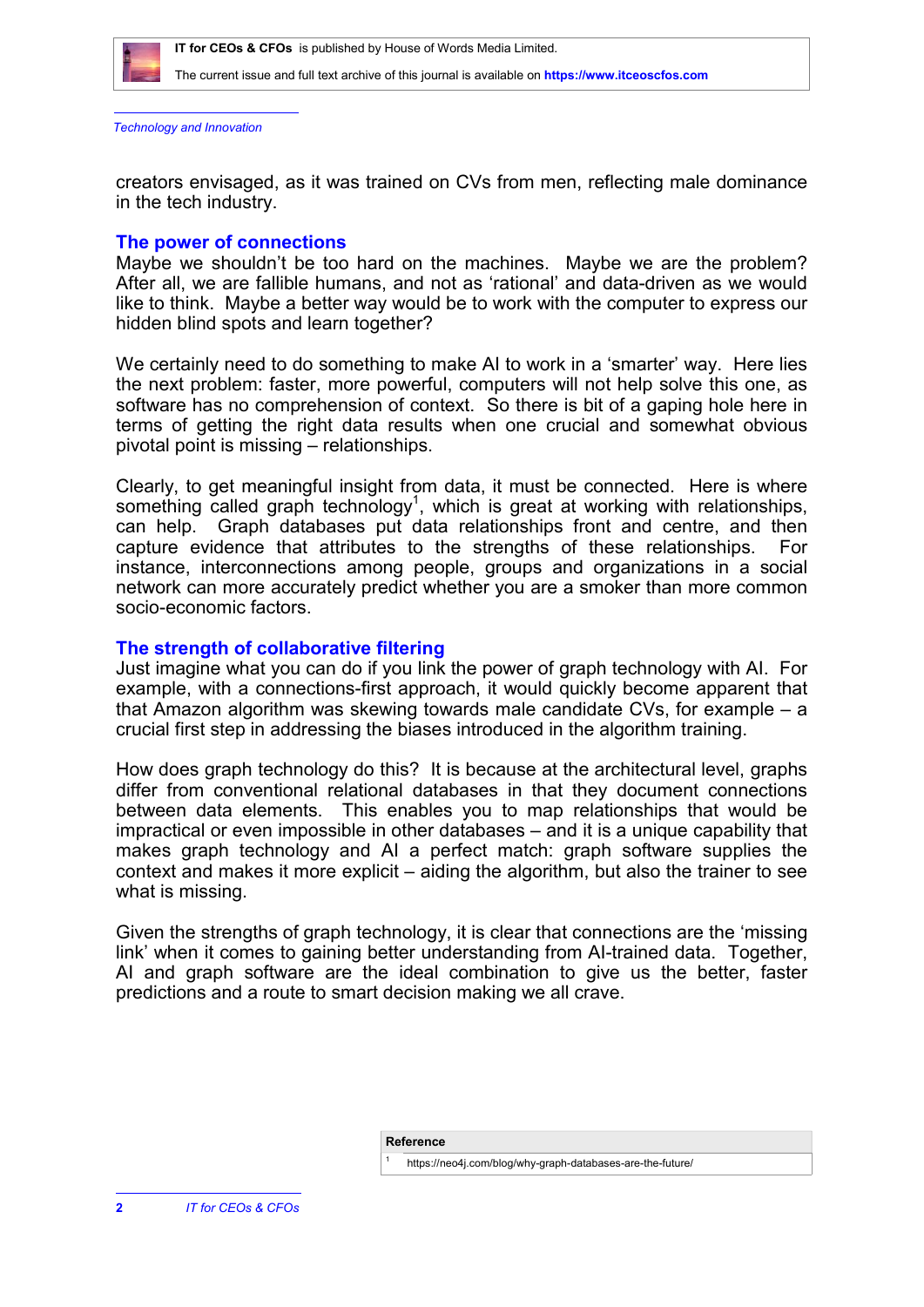creators envisaged, as it was trained on CVs from men, reflecting male dominance in the tech industry.

## The power of connections

Maybe we shouldn't be too hard on the machines. Maybe we are the problem? After all, we are fallible humans, and not as 'rational' and data-driven as we would like to think. Maybe a better way would be to work with the computer to express our hidden blind spots and learn together?

We certainly need to do something to make AI to work in a 'smarter' way. Here lies the next problem: faster, more powerful, computers will not help solve this one, as software has no comprehension of context. So there is bit of a gaping hole here in terms of getting the right data results when one crucial and somewhat obvious pivotal point is missing – relationships.

Clearly, to get meaningful insight from data, it must be connected. Here is where something called graph technology[1], which is great at working with relationships, can help. Graph databases put data relationships front and centre, and then capture evidence that attributes to the strengths of these relationships. For instance, interconnections among people, groups and organizations in a social network can more accurately predict whether you are a smoker than more common socio-economic factors.

## The strength of collaborative filtering

Just imagine what you can do if you link the power of graph technology with AI. For example, with a connections-first approach, it would quickly become apparent that that Amazon algorithm was skewing towards male candidate CVs, for example – a crucial first step in addressing the biases introduced in the algorithm training.

How does graph technology do this? It is because at the architectural level, graphs differ from conventional relational databases in that they document connections between data elements. This enables you to map relationships that would be impractical or even impossible in other databases – and it is a unique capability that makes graph technology and AI a perfect match: graph software supplies the context and makes it more explicit – aiding the algorithm, but also the trainer to see what is missing.

Given the strengths of graph technology, it is clear that connections are the 'missing link' when it comes to gaining better understanding from AI-trained data. Together, AI and graph software are the ideal combination to give us the better, faster predictions and a route to smart decision making we all crave.

**Reference**

[1] https://neo4j.com/blog/why-graph-databases-are-the-future/